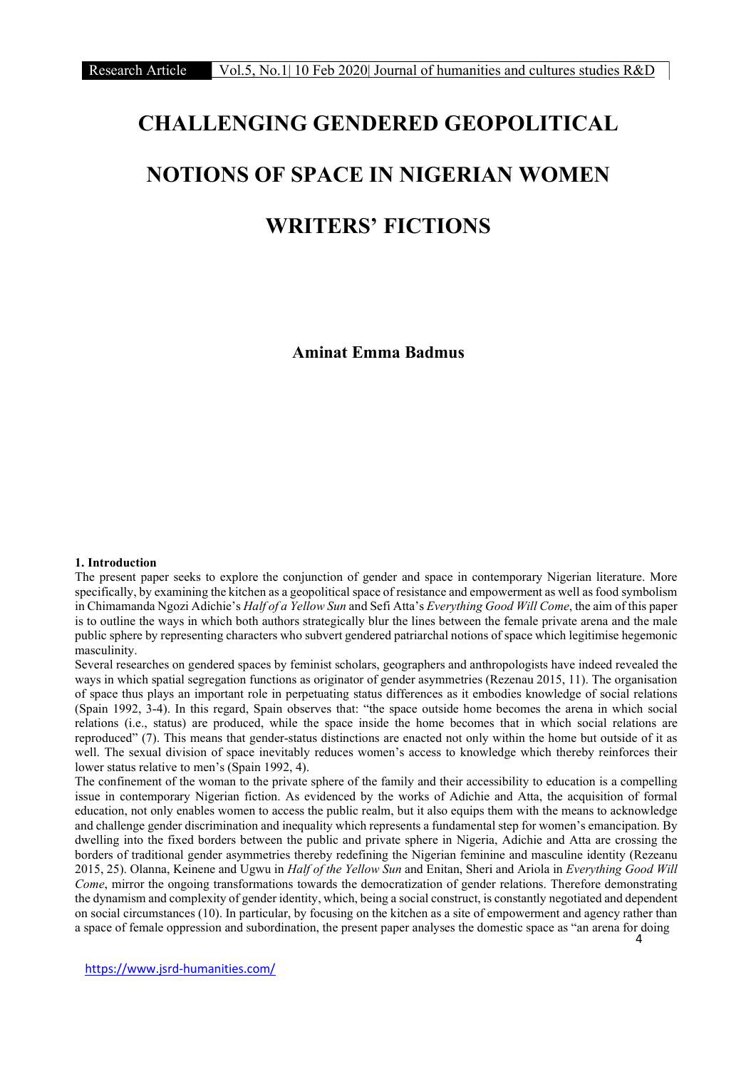# CHALLENGING GENDERED GEOPOLITICAL NOTIONS OF SPACE IN NIGERIAN WOMEN WRITERS' FICTIONS

**Aminat Emma Badmus**

## 1. Introduction

The present paper seeks to explore the conjunction of gender and space in contemporary Nigerian literature. More specifically, by examining the kitchen as a geopolitical space of resistance and empowerment as well as food symbolism in Chimamanda Ngozi Adichie's *Half of a Yellow Sun* and Sefi Atta's *Everything Good Will Come*, the aim of this paper is to outline the ways in which both authors strategically blur the lines between the female private arena and the male public sphere by representing characters who subvert gendered patriarchal notions of space which legitimise hegemonic masculinity.

Several researches on gendered spaces by feminist scholars, geographers and anthropologists have indeed revealed the ways in which spatial segregation functions as originator of gender asymmetries (Rezenau 2015, 11). The organisation of space thus plays an important role in perpetuating status differences as it embodies knowledge of social relations (Spain 1992, 3-4). In this regard, Spain observes that: "the space outside home becomes the arena in which social relations (i.e., status) are produced, while the space inside the home becomes that in which social relations are reproduced" (7). This means that gender-status distinctions are enacted not only within the home but outside of it as well. The sexual division of space inevitably reduces women's access to knowledge which thereby reinforces their lower status relative to men's (Spain 1992, 4).

The confinement of the woman to the private sphere of the family and their accessibility to education is a compelling issue in contemporary Nigerian fiction. As evidenced by the works of Adichie and Atta, the acquisition of formal education, not only enables women to access the public realm, but it also equips them with the means to acknowledge and challenge gender discrimination and inequality which represents a fundamental step for women's emancipation. By dwelling into the fixed borders between the public and private sphere in Nigeria, Adichie and Atta are crossing the borders of traditional gender asymmetries thereby redefining the Nigerian feminine and masculine identity (Rezeanu 2015, 25). Olanna, Keinene and Ugwu in *Half of the Yellow Sun* and Enitan, Sheri and Ariola in *Everything Good Will Come*, mirror the ongoing transformations towards the democratization of gender relations. Therefore demonstrating the dynamism and complexity of gender identity, which, being a social construct, is constantly negotiated and dependent on social circumstances (10). In particular, by focusing on the kitchen as a site of empowerment and agency rather than a space of female oppression and subordination, the present paper analyses the domestic space as "an arena for doing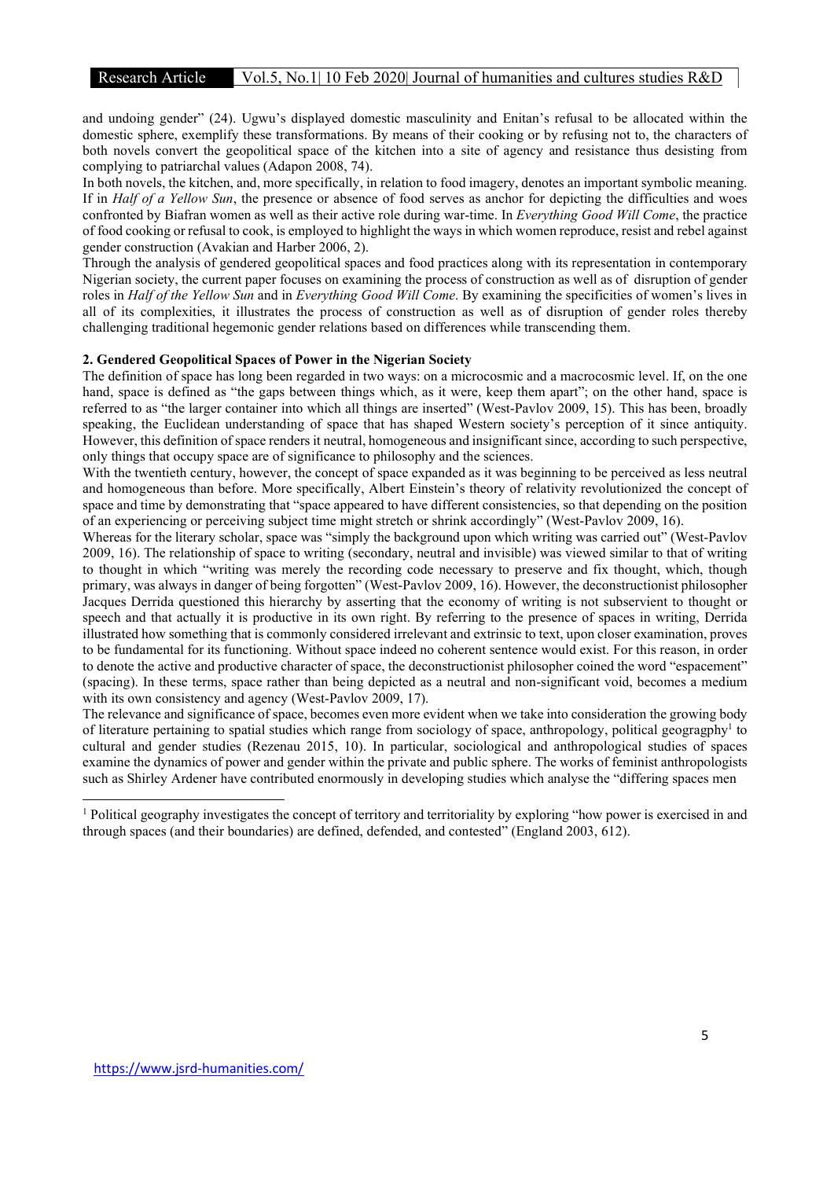and undoing gender" (24). Ugwu's displayed domestic masculinity and Enitan's refusal to be allocated within the domestic sphere, exemplify these transformations. By means of their cooking or by refusing not to, the characters of both novels convert the geopolitical space of the kitchen into a site of agency and resistance thus desisting from complying to patriarchal values (Adapon 2008, 74).

In both novels, the kitchen, and, more specifically, in relation to food imagery, denotes an important symbolic meaning. If in *Half of a Yellow Sun*, the presence or absence of food serves as anchor for depicting the difficulties and woes confronted by Biafran women as well as their active role during war-time. In *Everything Good Will Come*, the practice of food cooking or refusal to cook, is employed to highlight the ways in which women reproduce, resist and rebel against gender construction (Avakian and Harber 2006, 2).

Through the analysis of gendered geopolitical spaces and food practices along with its representation in contemporary Nigerian society, the current paper focuses on examining the process of construction as well as of disruption of gender roles in *Half of the Yellow Sun* and in *Everything Good Will Come*. By examining the specificities of women's lives in all of its complexities, it illustrates the process of construction as well as of disruption of gender roles thereby challenging traditional hegemonic gender relations based on differences while transcending them.

## 2. Gendered Geopolitical Spaces of Power in the Nigerian Society

The definition of space has long been regarded in two ways: on a microcosmic and a macrocosmic level. If, on the one hand, space is defined as "the gaps between things which, as it were, keep them apart"; on the other hand, space is referred to as "the larger container into which all things are inserted" (West-Pavlov 2009, 15). This has been, broadly speaking, the Euclidean understanding of space that has shaped Western society's perception of it since antiquity. However, this definition of space renders it neutral, homogeneous and insignificant since, according to such perspective, only things that occupy space are of significance to philosophy and the sciences.

With the twentieth century, however, the concept of space expanded as it was beginning to be perceived as less neutral and homogeneous than before. More specifically, Albert Einstein's theory of relativity revolutionized the concept of space and time by demonstrating that "space appeared to have different consistencies, so that depending on the position of an experiencing or perceiving subject time might stretch or shrink accordingly" (West-Pavlov 2009, 16).

Whereas for the literary scholar, space was "simply the background upon which writing was carried out" (West-Pavlov 2009, 16). The relationship of space to writing (secondary, neutral and invisible) was viewed similar to that of writing to thought in which "writing was merely the recording code necessary to preserve and fix thought, which, though primary, was always in danger of being forgotten" (West-Pavlov 2009, 16). However, the deconstructionist philosopher Jacques Derrida questioned this hierarchy by asserting that the economy of writing is not subservient to thought or speech and that actually it is productive in its own right. By referring to the presence of spaces in writing, Derrida illustrated how something that is commonly considered irrelevant and extrinsic to text, upon closer examination, proves to be fundamental for its functioning. Without space indeed no coherent sentence would exist. For this reason, in order to denote the active and productive character of space, the deconstructionist philosopher coined the word "espacement" (spacing). In these terms, space rather than being depicted as a neutral and non-significant void, becomes a medium with its own consistency and agency (West-Pavlov 2009, 17).

The relevance and significance of space, becomes even more evident when we take into consideration the growing body of literature pertaining to spatial studies which range from sociology of space, anthropology, political geogragphy[1] to cultural and gender studies (Rezenau 2015, 10). In particular, sociological and anthropological studies of spaces examine the dynamics of power and gender within the private and public sphere. The works of feminist anthropologists such as Shirley Ardener have contributed enormously in developing studies which analyse the "differing spaces men

[1] Political geography investigates the concept of territory and territoriality by exploring "how power is exercised in and through spaces (and their boundaries) are defined, defended, and contested" (England 2003, 612).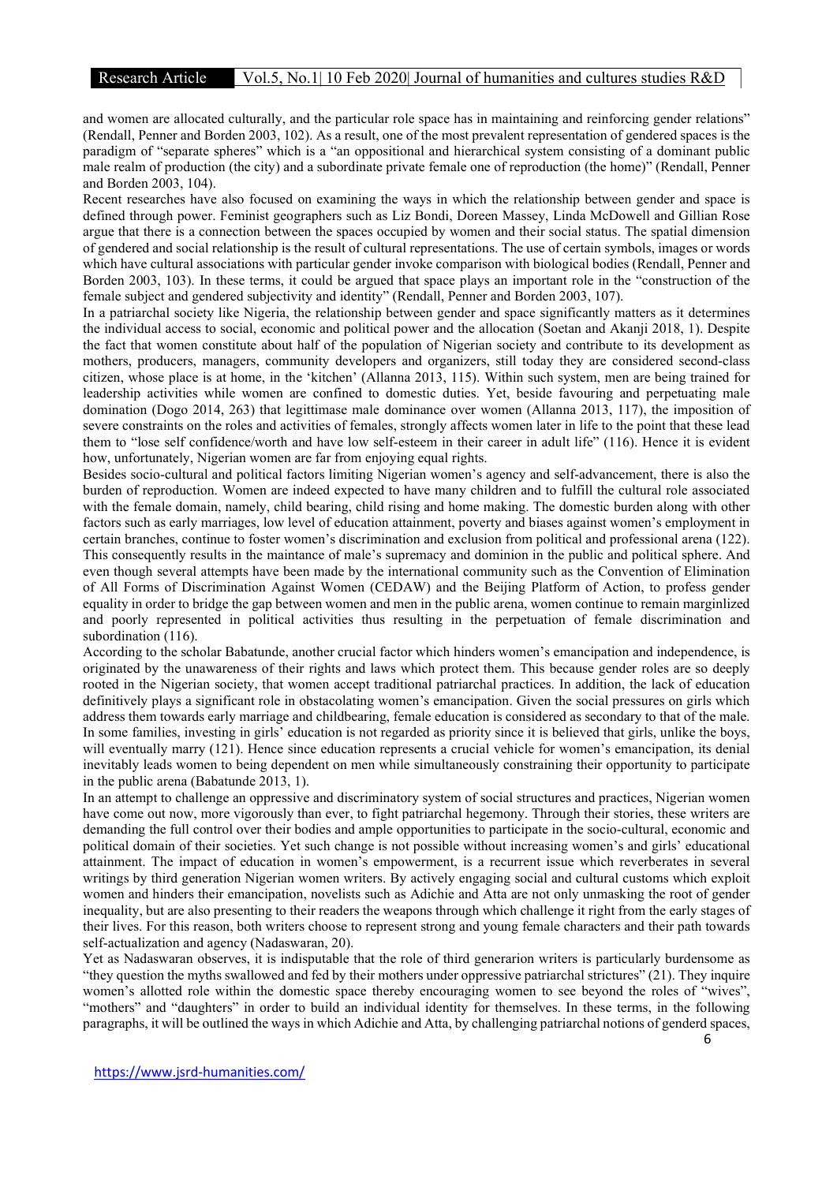and women are allocated culturally, and the particular role space has in maintaining and reinforcing gender relations" (Rendall, Penner and Borden 2003, 102). As a result, one of the most prevalent representation of gendered spaces is the paradigm of "separate spheres" which is a "an oppositional and hierarchical system consisting of a dominant public male realm of production (the city) and a subordinate private female one of reproduction (the home)" (Rendall, Penner and Borden 2003, 104).

Recent researches have also focused on examining the ways in which the relationship between gender and space is defined through power. Feminist geographers such as Liz Bondi, Doreen Massey, Linda McDowell and Gillian Rose argue that there is a connection between the spaces occupied by women and their social status. The spatial dimension of gendered and social relationship is the result of cultural representations. The use of certain symbols, images or words which have cultural associations with particular gender invoke comparison with biological bodies (Rendall, Penner and Borden 2003, 103). In these terms, it could be argued that space plays an important role in the "construction of the female subject and gendered subjectivity and identity" (Rendall, Penner and Borden 2003, 107).

In a patriarchal society like Nigeria, the relationship between gender and space significantly matters as it determines the individual access to social, economic and political power and the allocation (Soetan and Akanji 2018, 1). Despite the fact that women constitute about half of the population of Nigerian society and contribute to its development as mothers, producers, managers, community developers and organizers, still today they are considered second-class citizen, whose place is at home, in the 'kitchen' (Allanna 2013, 115). Within such system, men are being trained for leadership activities while women are confined to domestic duties. Yet, beside favouring and perpetuating male domination (Dogo 2014, 263) that legittimase male dominance over women (Allanna 2013, 117), the imposition of severe constraints on the roles and activities of females, strongly affects women later in life to the point that these lead them to "lose self confidence/worth and have low self-esteem in their career in adult life" (116). Hence it is evident how, unfortunately, Nigerian women are far from enjoying equal rights.

Besides socio-cultural and political factors limiting Nigerian women's agency and self-advancement, there is also the burden of reproduction. Women are indeed expected to have many children and to fulfill the cultural role associated with the female domain, namely, child bearing, child rising and home making. The domestic burden along with other factors such as early marriages, low level of education attainment, poverty and biases against women's employment in certain branches, continue to foster women's discrimination and exclusion from political and professional arena (122). This consequently results in the maintance of male's supremacy and dominion in the public and political sphere. And even though several attempts have been made by the international community such as the Convention of Elimination of All Forms of Discrimination Against Women (CEDAW) and the Beijing Platform of Action, to profess gender equality in order to bridge the gap between women and men in the public arena, women continue to remain marginlized and poorly represented in political activities thus resulting in the perpetuation of female discrimination and subordination (116).

According to the scholar Babatunde, another crucial factor which hinders women's emancipation and independence, is originated by the unawareness of their rights and laws which protect them. This because gender roles are so deeply rooted in the Nigerian society, that women accept traditional patriarchal practices. In addition, the lack of education definitively plays a significant role in obstacolating women's emancipation. Given the social pressures on girls which address them towards early marriage and childbearing, female education is considered as secondary to that of the male. In some families, investing in girls' education is not regarded as priority since it is believed that girls, unlike the boys, will eventually marry (121). Hence since education represents a crucial vehicle for women's emancipation, its denial inevitably leads women to being dependent on men while simultaneously constraining their opportunity to participate in the public arena (Babatunde 2013, 1).

In an attempt to challenge an oppressive and discriminatory system of social structures and practices, Nigerian women have come out now, more vigorously than ever, to fight patriarchal hegemony. Through their stories, these writers are demanding the full control over their bodies and ample opportunities to participate in the socio-cultural, economic and political domain of their societies. Yet such change is not possible without increasing women's and girls' educational attainment. The impact of education in women's empowerment, is a recurrent issue which reverberates in several writings by third generation Nigerian women writers. By actively engaging social and cultural customs which exploit women and hinders their emancipation, novelists such as Adichie and Atta are not only unmasking the root of gender inequality, but are also presenting to their readers the weapons through which challenge it right from the early stages of their lives. For this reason, both writers choose to represent strong and young female characters and their path towards self-actualization and agency (Nadaswaran, 20).

Yet as Nadaswaran observes, it is indisputable that the role of third generarion writers is particularly burdensome as "they question the myths swallowed and fed by their mothers under oppressive patriarchal strictures" (21). They inquire women's allotted role within the domestic space thereby encouraging women to see beyond the roles of "wives", "mothers" and "daughters" in order to build an individual identity for themselves. In these terms, in the following paragraphs, it will be outlined the ways in which Adichie and Atta, by challenging patriarchal notions of genderd spaces,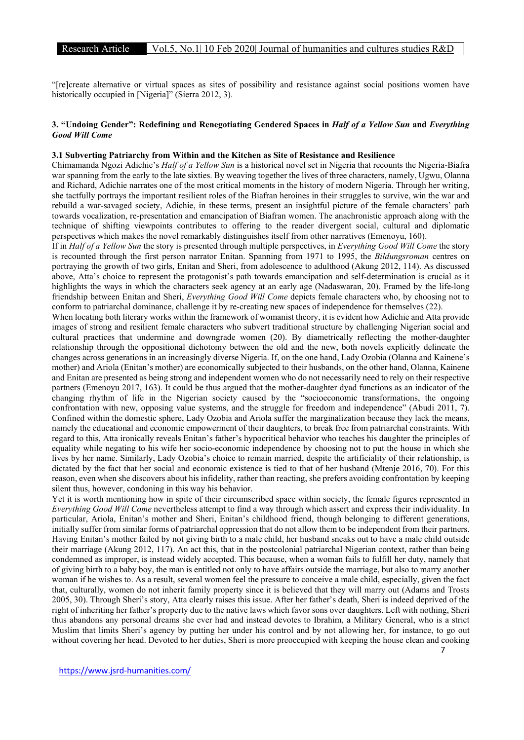"[re]create alternative or virtual spaces as sites of possibility and resistance against social positions women have historically occupied in [Nigeria]" (Sierra 2012, 3).

## 3. "Undoing Gender": Redefining and Renegotiating Gendered Spaces in *Half of a Yellow Sun* and *Everything Good Will Come*

### 3.1 Subverting Patriarchy from Within and the Kitchen as Site of Resistance and Resilience

Chimamanda Ngozi Adichie's *Half of a Yellow Sun* is a historical novel set in Nigeria that recounts the Nigeria-Biafra war spanning from the early to the late sixties. By weaving together the lives of three characters, namely, Ugwu, Olanna and Richard, Adichie narrates one of the most critical moments in the history of modern Nigeria. Through her writing, she tactfully portrays the important resilient roles of the Biafran heroines in their struggles to survive, win the war and rebuild a war-savaged society, Adichie, in these terms, present an insightful picture of the female characters' path towards vocalization, re-presentation and emancipation of Biafran women. The anachronistic approach along with the technique of shifting viewpoints contributes to offering to the reader divergent social, cultural and diplomatic perspectives which makes the novel remarkably distinguishes itself from other narratives (Emenoyu, 160).

If in *Half of a Yellow Sun* the story is presented through multiple perspectives, in *Everything Good Will Come* the story is recounted through the first person narrator Enitan. Spanning from 1971 to 1995, the *Bildungsroman* centres on portraying the growth of two girls, Enitan and Sheri, from adolescence to adulthood (Akung 2012, 114). As discussed above, Atta's choice to represent the protagonist's path towards emancipation and self-determination is crucial as it highlights the ways in which the characters seek agency at an early age (Nadaswaran, 20). Framed by the life-long friendship between Enitan and Sheri, *Everything Good Will Come* depicts female characters who, by choosing not to conform to patriarchal dominance, challenge it by re-creating new spaces of independence for themselves (22).

When locating both literary works within the framework of womanist theory, it is evident how Adichie and Atta provide images of strong and resilient female characters who subvert traditional structure by challenging Nigerian social and cultural practices that undermine and downgrade women (20). By diametrically reflecting the mother-daughter relationship through the oppositional dichotomy between the old and the new, both novels explicitly delineate the changes across generations in an increasingly diverse Nigeria. If, on the one hand, Lady Ozobia (Olanna and Kainene's mother) and Ariola (Enitan's mother) are economically subjected to their husbands, on the other hand, Olanna, Kainene and Enitan are presented as being strong and independent women who do not necessarily need to rely on their respective partners (Emenoyu 2017, 163). It could be thus argued that the mother-daughter dyad functions as an indicator of the changing rhythm of life in the Nigerian society caused by the "socioeconomic transformations, the ongoing confrontation with new, opposing value systems, and the struggle for freedom and independence" (Abudi 2011, 7). Confined within the domestic sphere, Lady Ozobia and Ariola suffer the marginalization because they lack the means, namely the educational and economic empowerment of their daughters, to break free from patriarchal constraints. With regard to this, Atta ironically reveals Enitan's father's hypocritical behavior who teaches his daughter the principles of equality while negating to his wife her socio-economic independence by choosing not to put the house in which she lives by her name. Similarly, Lady Ozobia's choice to remain married, despite the artificiality of their relationship, is dictated by the fact that her social and economic existence is tied to that of her husband (Mtenje 2016, 70). For this reason, even when she discovers about his infidelity, rather than reacting, she prefers avoiding confrontation by keeping silent thus, however, condoning in this way his behavior.

Yet it is worth mentioning how in spite of their circumscribed space within society, the female figures represented in *Everything Good Will Come* nevertheless attempt to find a way through which assert and express their individuality. In particular, Ariola, Enitan's mother and Sheri, Enitan's childhood friend, though belonging to different generations, initially suffer from similar forms of patriarchal oppression that do not allow them to be independent from their partners. Having Enitan's mother failed by not giving birth to a male child, her husband sneaks out to have a male child outside their marriage (Akung 2012, 117). An act this, that in the postcolonial patriarchal Nigerian context, rather than being condemned as improper, is instead widely accepted. This because, when a woman fails to fulfill her duty, namely that of giving birth to a baby boy, the man is entitled not only to have affairs outside the marriage, but also to marry another woman if he wishes to. As a result, several women feel the pressure to conceive a male child, especially, given the fact that, culturally, women do not inherit family property since it is believed that they will marry out (Adams and Trosts 2005, 30). Through Sheri's story, Atta clearly raises this issue. After her father's death, Sheri is indeed deprived of the right of inheriting her father's property due to the native laws which favor sons over daughters. Left with nothing, Sheri thus abandons any personal dreams she ever had and instead devotes to Ibrahim, a Military General, who is a strict Muslim that limits Sheri's agency by putting her under his control and by not allowing her, for instance, to go out without covering her head. Devoted to her duties, Sheri is more preoccupied with keeping the house clean and cooking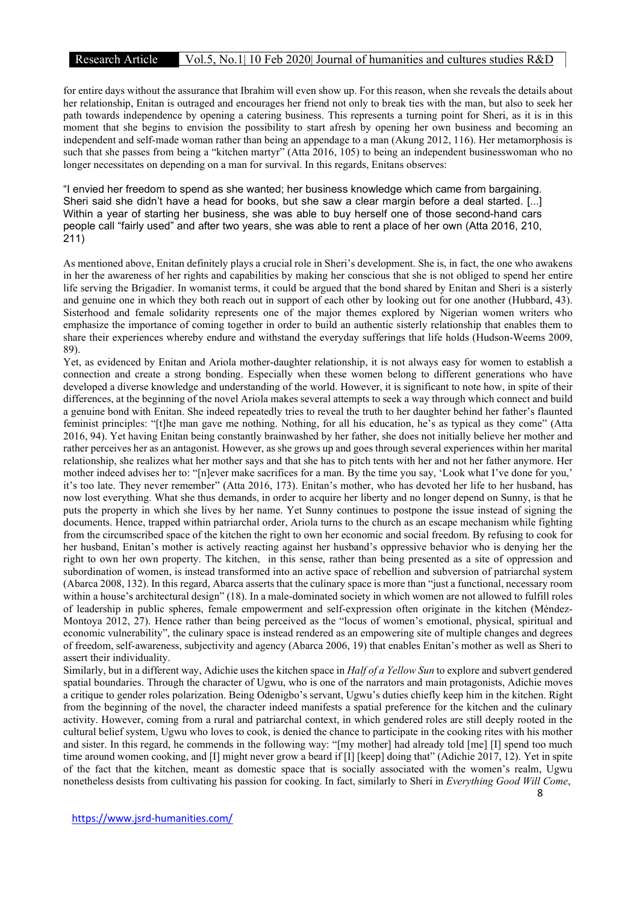for entire days without the assurance that Ibrahim will even show up. For this reason, when she reveals the details about her relationship, Enitan is outraged and encourages her friend not only to break ties with the man, but also to seek her path towards independence by opening a catering business. This represents a turning point for Sheri, as it is in this moment that she begins to envision the possibility to start afresh by opening her own business and becoming an independent and self-made woman rather than being an appendage to a man (Akung 2012, 116). Her metamorphosis is such that she passes from being a "kitchen martyr" (Atta 2016, 105) to being an independent businesswoman who no longer necessitates on depending on a man for survival. In this regards, Enitans observes:

> "I envied her freedom to spend as she wanted; her business knowledge which came from bargaining. Sheri said she didn't have a head for books, but she saw a clear margin before a deal started. [...] Within a year of starting her business, she was able to buy herself one of those second-hand cars people call "fairly used" and after two years, she was able to rent a place of her own (Atta 2016, 210, 211)

As mentioned above, Enitan definitely plays a crucial role in Sheri's development. She is, in fact, the one who awakens in her the awareness of her rights and capabilities by making her conscious that she is not obliged to spend her entire life serving the Brigadier. In womanist terms, it could be argued that the bond shared by Enitan and Sheri is a sisterly and genuine one in which they both reach out in support of each other by looking out for one another (Hubbard, 43). Sisterhood and female solidarity represents one of the major themes explored by Nigerian women writers who emphasize the importance of coming together in order to build an authentic sisterly relationship that enables them to share their experiences whereby endure and withstand the everyday sufferings that life holds (Hudson-Weems 2009, 89).

Yet, as evidenced by Enitan and Ariola mother-daughter relationship, it is not always easy for women to establish a connection and create a strong bonding. Especially when these women belong to different generations who have developed a diverse knowledge and understanding of the world. However, it is significant to note how, in spite of their differences, at the beginning of the novel Ariola makes several attempts to seek a way through which connect and build a genuine bond with Enitan. She indeed repeatedly tries to reveal the truth to her daughter behind her father's flaunted feminist principles: "[t]he man gave me nothing. Nothing, for all his education, he's as typical as they come" (Atta 2016, 94). Yet having Enitan being constantly brainwashed by her father, she does not initially believe her mother and rather perceives her as an antagonist. However, as she grows up and goes through several experiences within her marital relationship, she realizes what her mother says and that she has to pitch tents with her and not her father anymore. Her mother indeed advises her to: "[n]ever make sacrifices for a man. By the time you say, 'Look what I've done for you,' it's too late. They never remember" (Atta 2016, 173). Enitan's mother, who has devoted her life to her husband, has now lost everything. What she thus demands, in order to acquire her liberty and no longer depend on Sunny, is that he puts the property in which she lives by her name. Yet Sunny continues to postpone the issue instead of signing the documents. Hence, trapped within patriarchal order, Ariola turns to the church as an escape mechanism while fighting from the circumscribed space of the kitchen the right to own her economic and social freedom. By refusing to cook for her husband, Enitan's mother is actively reacting against her husband's oppressive behavior who is denying her the right to own her own property. The kitchen, in this sense, rather than being presented as a site of oppression and subordination of women, is instead transformed into an active space of rebellion and subversion of patriarchal system (Abarca 2008, 132). In this regard, Abarca asserts that the culinary space is more than "just a functional, necessary room within a house's architectural design" (18). In a male-dominated society in which women are not allowed to fulfill roles of leadership in public spheres, female empowerment and self-expression often originate in the kitchen (Mèndez-Montoya 2012, 27). Hence rather than being perceived as the "locus of women's emotional, physical, spiritual and economic vulnerability", the culinary space is instead rendered as an empowering site of multiple changes and degrees of freedom, self-awareness, subjectivity and agency (Abarca 2006, 19) that enables Enitan's mother as well as Sheri to assert their individuality.

Similarly, but in a different way, Adichie uses the kitchen space in *Half of a Yellow Sun* to explore and subvert gendered spatial boundaries. Through the character of Ugwu, who is one of the narrators and main protagonists, Adichie moves a critique to gender roles polarization. Being Odenigbo's servant, Ugwu's duties chiefly keep him in the kitchen. Right from the beginning of the novel, the character indeed manifests a spatial preference for the kitchen and the culinary activity. However, coming from a rural and patriarchal context, in which gendered roles are still deeply rooted in the cultural belief system, Ugwu who loves to cook, is denied the chance to participate in the cooking rites with his mother and sister. In this regard, he commends in the following way: "[my mother] had already told [me] [I] spend too much time around women cooking, and [I] might never grow a beard if [I] [keep] doing that" (Adichie 2017, 12). Yet in spite of the fact that the kitchen, meant as domestic space that is socially associated with the women's realm, Ugwu nonetheless desists from cultivating his passion for cooking. In fact, similarly to Sheri in *Everything Good Will Come*,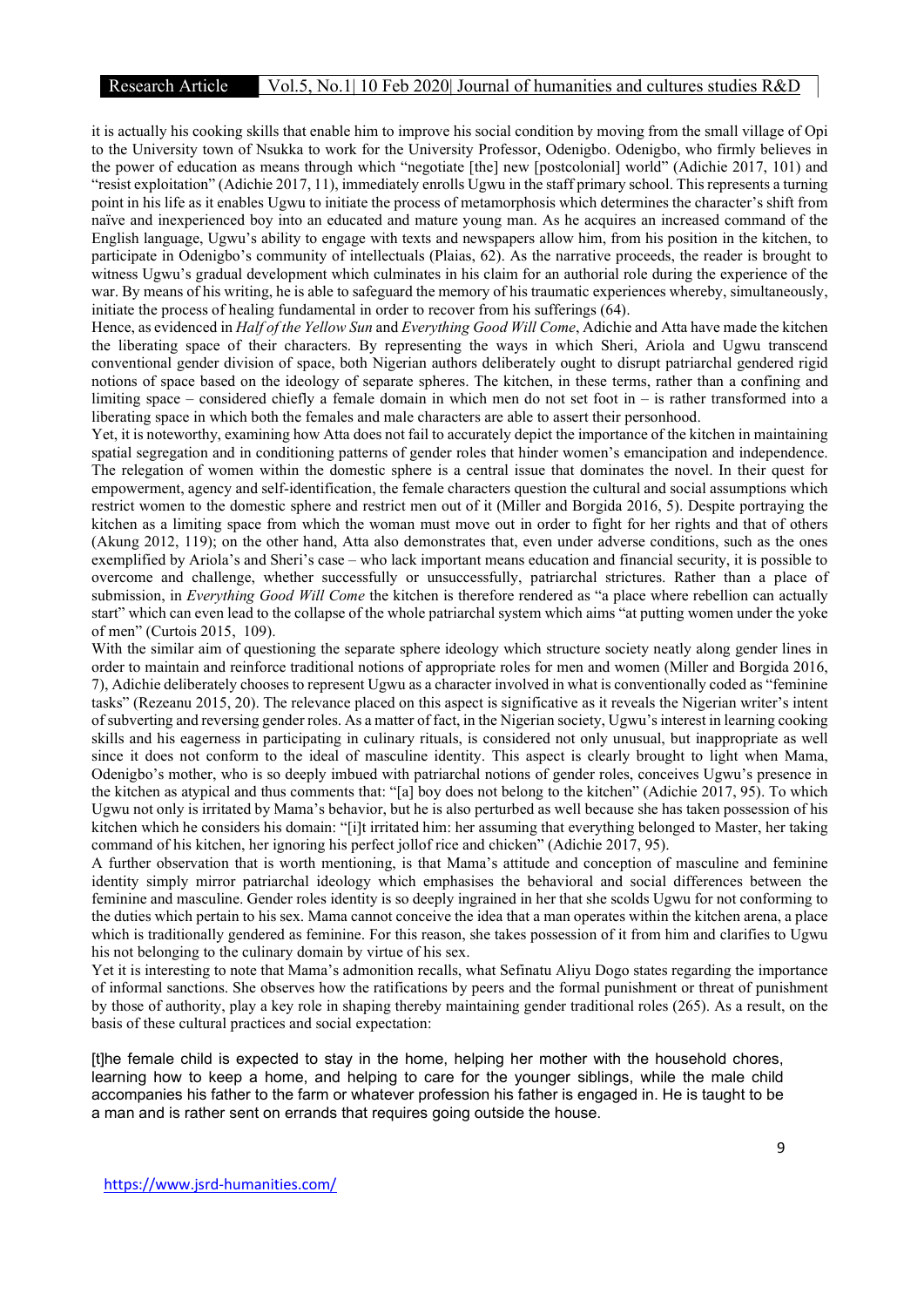it is actually his cooking skills that enable him to improve his social condition by moving from the small village of Opi to the University town of Nsukka to work for the University Professor, Odenigbo. Odenigbo, who firmly believes in the power of education as means through which "negotiate [the] new [postcolonial] world" (Adichie 2017, 101) and "resist exploitation" (Adichie 2017, 11), immediately enrolls Ugwu in the staff primary school. This represents a turning point in his life as it enables Ugwu to initiate the process of metamorphosis which determines the character's shift from naïve and inexperienced boy into an educated and mature young man. As he acquires an increased command of the English language, Ugwu's ability to engage with texts and newspapers allow him, from his position in the kitchen, to participate in Odenigbo's community of intellectuals (Plaias, 62). As the narrative proceeds, the reader is brought to witness Ugwu's gradual development which culminates in his claim for an authorial role during the experience of the war. By means of his writing, he is able to safeguard the memory of his traumatic experiences whereby, simultaneously, initiate the process of healing fundamental in order to recover from his sufferings (64).

Hence, as evidenced in *Half of the Yellow Sun* and *Everything Good Will Come*, Adichie and Atta have made the kitchen the liberating space of their characters. By representing the ways in which Sheri, Ariola and Ugwu transcend conventional gender division of space, both Nigerian authors deliberately ought to disrupt patriarchal gendered rigid notions of space based on the ideology of separate spheres. The kitchen, in these terms, rather than a confining and limiting space – considered chiefly a female domain in which men do not set foot in – is rather transformed into a liberating space in which both the females and male characters are able to assert their personhood.

Yet, it is noteworthy, examining how Atta does not fail to accurately depict the importance of the kitchen in maintaining spatial segregation and in conditioning patterns of gender roles that hinder women's emancipation and independence. The relegation of women within the domestic sphere is a central issue that dominates the novel. In their quest for empowerment, agency and self-identification, the female characters question the cultural and social assumptions which restrict women to the domestic sphere and restrict men out of it (Miller and Borgida 2016, 5). Despite portraying the kitchen as a limiting space from which the woman must move out in order to fight for her rights and that of others (Akung 2012, 119); on the other hand, Atta also demonstrates that, even under adverse conditions, such as the ones exemplified by Ariola's and Sheri's case – who lack important means education and financial security, it is possible to overcome and challenge, whether successfully or unsuccessfully, patriarchal strictures. Rather than a place of submission, in *Everything Good Will Come* the kitchen is therefore rendered as "a place where rebellion can actually start" which can even lead to the collapse of the whole patriarchal system which aims "at putting women under the yoke of men" (Curtois 2015, 109).

With the similar aim of questioning the separate sphere ideology which structure society neatly along gender lines in order to maintain and reinforce traditional notions of appropriate roles for men and women (Miller and Borgida 2016, 7), Adichie deliberately chooses to represent Ugwu as a character involved in what is conventionally coded as "feminine tasks" (Rezeanu 2015, 20). The relevance placed on this aspect is significative as it reveals the Nigerian writer's intent of subverting and reversing gender roles. As a matter of fact, in the Nigerian society, Ugwu's interest in learning cooking skills and his eagerness in participating in culinary rituals, is considered not only unusual, but inappropriate as well since it does not conform to the ideal of masculine identity. This aspect is clearly brought to light when Mama, Odenigbo's mother, who is so deeply imbued with patriarchal notions of gender roles, conceives Ugwu's presence in the kitchen as atypical and thus comments that: "[a] boy does not belong to the kitchen" (Adichie 2017, 95). To which Ugwu not only is irritated by Mama's behavior, but he is also perturbed as well because she has taken possession of his kitchen which he considers his domain: "[i]t irritated him: her assuming that everything belonged to Master, her taking command of his kitchen, her ignoring his perfect jollof rice and chicken" (Adichie 2017, 95).

A further observation that is worth mentioning, is that Mama's attitude and conception of masculine and feminine identity simply mirror patriarchal ideology which emphasises the behavioral and social differences between the feminine and masculine. Gender roles identity is so deeply ingrained in her that she scolds Ugwu for not conforming to the duties which pertain to his sex. Mama cannot conceive the idea that a man operates within the kitchen arena, a place which is traditionally gendered as feminine. For this reason, she takes possession of it from him and clarifies to Ugwu his not belonging to the culinary domain by virtue of his sex.

Yet it is interesting to note that Mama's admonition recalls, what Sefinatu Aliyu Dogo states regarding the importance of informal sanctions. She observes how the ratifications by peers and the formal punishment or threat of punishment by those of authority, play a key role in shaping thereby maintaining gender traditional roles (265). As a result, on the basis of these cultural practices and social expectation:

> [t]he female child is expected to stay in the home, helping her mother with the household chores, learning how to keep a home, and helping to care for the younger siblings, while the male child accompanies his father to the farm or whatever profession his father is engaged in. He is taught to be a man and is rather sent on errands that requires going outside the house.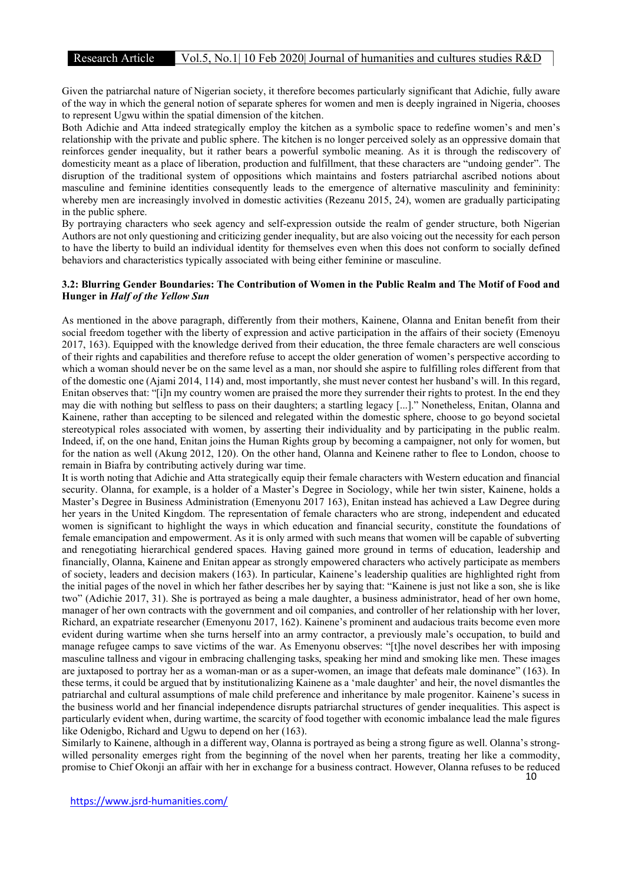Given the patriarchal nature of Nigerian society, it therefore becomes particularly significant that Adichie, fully aware of the way in which the general notion of separate spheres for women and men is deeply ingrained in Nigeria, chooses to represent Ugwu within the spatial dimension of the kitchen.

Both Adichie and Atta indeed strategically employ the kitchen as a symbolic space to redefine women's and men's relationship with the private and public sphere. The kitchen is no longer perceived solely as an oppressive domain that reinforces gender inequality, but it rather bears a powerful symbolic meaning. As it is through the rediscovery of domesticity meant as a place of liberation, production and fulfillment, that these characters are "undoing gender". The disruption of the traditional system of oppositions which maintains and fosters patriarchal ascribed notions about masculine and feminine identities consequently leads to the emergence of alternative masculinity and femininity: whereby men are increasingly involved in domestic activities (Rezeanu 2015, 24), women are gradually participating in the public sphere.

By portraying characters who seek agency and self-expression outside the realm of gender structure, both Nigerian Authors are not only questioning and criticizing gender inequality, but are also voicing out the necessity for each person to have the liberty to build an individual identity for themselves even when this does not conform to socially defined behaviors and characteristics typically associated with being either feminine or masculine.

### 3.2: Blurring Gender Boundaries: The Contribution of Women in the Public Realm and The Motif of Food and Hunger in *Half of the Yellow Sun*

As mentioned in the above paragraph, differently from their mothers, Kainene, Olanna and Enitan benefit from their social freedom together with the liberty of expression and active participation in the affairs of their society (Emenoyu 2017, 163). Equipped with the knowledge derived from their education, the three female characters are well conscious of their rights and capabilities and therefore refuse to accept the older generation of women's perspective according to which a woman should never be on the same level as a man, nor should she aspire to fulfilling roles different from that of the domestic one (Ajami 2014, 114) and, most importantly, she must never contest her husband's will. In this regard, Enitan observes that: "[i]n my country women are praised the more they surrender their rights to protest. In the end they may die with nothing but selfless to pass on their daughters; a startling legacy [...]." Nonetheless, Enitan, Olanna and Kainene, rather than accepting to be silenced and relegated within the domestic sphere, choose to go beyond societal stereotypical roles associated with women, by asserting their individuality and by participating in the public realm. Indeed, if, on the one hand, Enitan joins the Human Rights group by becoming a campaigner, not only for women, but for the nation as well (Akung 2012, 120). On the other hand, Olanna and Keinene rather to flee to London, choose to remain in Biafra by contributing actively during war time.

It is worth noting that Adichie and Atta strategically equip their female characters with Western education and financial security. Olanna, for example, is a holder of a Master's Degree in Sociology, while her twin sister, Kainene, holds a Master's Degree in Business Administration (Emenyonu 2017 163), Enitan instead has achieved a Law Degree during her years in the United Kingdom. The representation of female characters who are strong, independent and educated women is significant to highlight the ways in which education and financial security, constitute the foundations of female emancipation and empowerment. As it is only armed with such means that women will be capable of subverting and renegotiating hierarchical gendered spaces. Having gained more ground in terms of education, leadership and financially, Olanna, Kainene and Enitan appear as strongly empowered characters who actively participate as members of society, leaders and decision makers (163). In particular, Kainene's leadership qualities are highlighted right from the initial pages of the novel in which her father describes her by saying that: "Kainene is just not like a son, she is like two" (Adichie 2017, 31). She is portrayed as being a male daughter, a business administrator, head of her own home, manager of her own contracts with the government and oil companies, and controller of her relationship with her lover, Richard, an expatriate researcher (Emenyonu 2017, 162). Kainene's prominent and audacious traits become even more evident during wartime when she turns herself into an army contractor, a previously male's occupation, to build and manage refugee camps to save victims of the war. As Emenyonu observes: "[t]he novel describes her with imposing masculine tallness and vigour in embracing challenging tasks, speaking her mind and smoking like men. These images are juxtaposed to portray her as a woman-man or as a super-women, an image that defeats male dominance" (163). In these terms, it could be argued that by institutionalizing Kainene as a 'male daughter' and heir, the novel dismantles the patriarchal and cultural assumptions of male child preference and inheritance by male progenitor. Kainene's sucess in the business world and her financial independence disrupts patriarchal structures of gender inequalities. This aspect is particularly evident when, during wartime, the scarcity of food together with economic imbalance lead the male figures like Odenigbo, Richard and Ugwu to depend on her (163).

Similarly to Kainene, although in a different way, Olanna is portrayed as being a strong figure as well. Olanna's strong-willed personality emerges right from the beginning of the novel when her parents, treating her like a commodity, promise to Chief Okonji an affair with her in exchange for a business contract. However, Olanna refuses to be reduced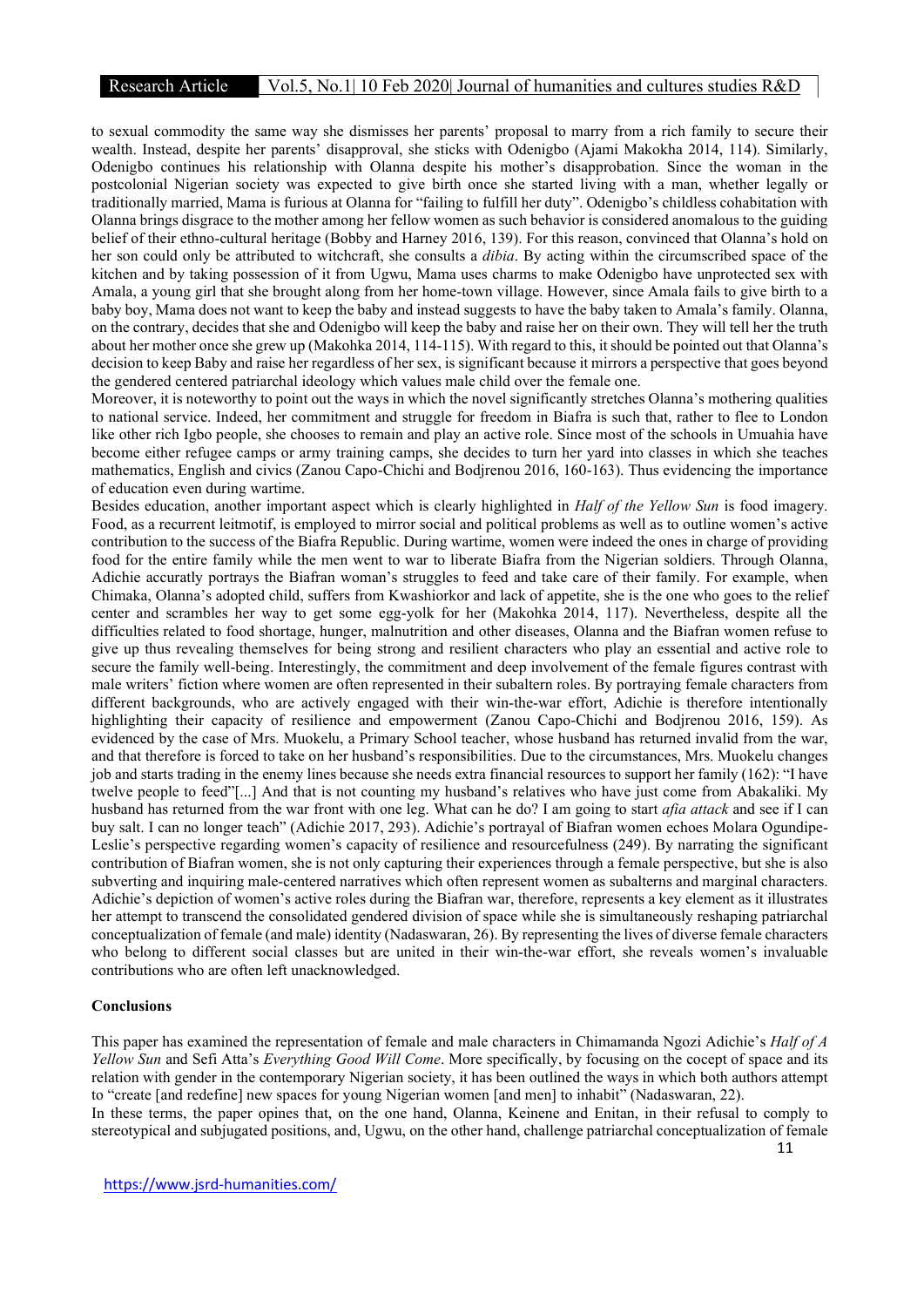to sexual commodity the same way she dismisses her parents' proposal to marry from a rich family to secure their wealth. Instead, despite her parents' disapproval, she sticks with Odenigbo (Ajami Makokha 2014, 114). Similarly, Odenigbo continues his relationship with Olanna despite his mother's disapprobation. Since the woman in the postcolonial Nigerian society was expected to give birth once she started living with a man, whether legally or traditionally married, Mama is furious at Olanna for "failing to fulfill her duty". Odenigbo's childless cohabitation with Olanna brings disgrace to the mother among her fellow women as such behavior is considered anomalous to the guiding belief of their ethno-cultural heritage (Bobby and Harney 2016, 139). For this reason, convinced that Olanna's hold on her son could only be attributed to witchcraft, she consults a *dibia*. By acting within the circumscribed space of the kitchen and by taking possession of it from Ugwu, Mama uses charms to make Odenigbo have unprotected sex with Amala, a young girl that she brought along from her home-town village. However, since Amala fails to give birth to a baby boy, Mama does not want to keep the baby and instead suggests to have the baby taken to Amala's family. Olanna, on the contrary, decides that she and Odenigbo will keep the baby and raise her on their own. They will tell her the truth about her mother once she grew up (Makohka 2014, 114-115). With regard to this, it should be pointed out that Olanna's decision to keep Baby and raise her regardless of her sex, is significant because it mirrors a perspective that goes beyond the gendered centered patriarchal ideology which values male child over the female one.

Moreover, it is noteworthy to point out the ways in which the novel significantly stretches Olanna's mothering qualities to national service. Indeed, her commitment and struggle for freedom in Biafra is such that, rather to flee to London like other rich Igbo people, she chooses to remain and play an active role. Since most of the schools in Umuahia have become either refugee camps or army training camps, she decides to turn her yard into classes in which she teaches mathematics, English and civics (Zanou Capo-Chichi and Bodjrenou 2016, 160-163). Thus evidencing the importance of education even during wartime.

Besides education, another important aspect which is clearly highlighted in *Half of the Yellow Sun* is food imagery. Food, as a recurrent leitmotif, is employed to mirror social and political problems as well as to outline women's active contribution to the success of the Biafra Republic. During wartime, women were indeed the ones in charge of providing food for the entire family while the men went to war to liberate Biafra from the Nigerian soldiers. Through Olanna, Adichie accuratly portrays the Biafran woman's struggles to feed and take care of their family. For example, when Chimaka, Olanna's adopted child, suffers from Kwashiorkor and lack of appetite, she is the one who goes to the relief center and scrambles her way to get some egg-yolk for her (Makohka 2014, 117). Nevertheless, despite all the difficulties related to food shortage, hunger, malnutrition and other diseases, Olanna and the Biafran women refuse to give up thus revealing themselves for being strong and resilient characters who play an essential and active role to secure the family well-being. Interestingly, the commitment and deep involvement of the female figures contrast with male writers' fiction where women are often represented in their subaltern roles. By portraying female characters from different backgrounds, who are actively engaged with their win-the-war effort, Adichie is therefore intentionally highlighting their capacity of resilience and empowerment (Zanou Capo-Chichi and Bodjrenou 2016, 159). As evidenced by the case of Mrs. Muokelu, a Primary School teacher, whose husband has returned invalid from the war, and that therefore is forced to take on her husband's responsibilities. Due to the circumstances, Mrs. Muokelu changes job and starts trading in the enemy lines because she needs extra financial resources to support her family (162): "I have twelve people to feed"[...] And that is not counting my husband's relatives who have just come from Abakaliki. My husband has returned from the war front with one leg. What can he do? I am going to start *afia attack* and see if I can buy salt. I can no longer teach" (Adichie 2017, 293). Adichie's portrayal of Biafran women echoes Molara Ogundipe-Leslie's perspective regarding women's capacity of resilience and resourcefulness (249). By narrating the significant contribution of Biafran women, she is not only capturing their experiences through a female perspective, but she is also subverting and inquiring male-centered narratives which often represent women as subalterns and marginal characters. Adichie's depiction of women's active roles during the Biafran war, therefore, represents a key element as it illustrates her attempt to transcend the consolidated gendered division of space while she is simultaneously reshaping patriarchal conceptualization of female (and male) identity (Nadaswaran, 26). By representing the lives of diverse female characters who belong to different social classes but are united in their win-the-war effort, she reveals women's invaluable contributions who are often left unacknowledged.

## Conclusions

This paper has examined the representation of female and male characters in Chimamanda Ngozi Adichie's *Half of A Yellow Sun* and Sefi Atta's *Everything Good Will Come*. More specifically, by focusing on the cocept of space and its relation with gender in the contemporary Nigerian society, it has been outlined the ways in which both authors attempt to "create [and redefine] new spaces for young Nigerian women [and men] to inhabit" (Nadaswaran, 22).

In these terms, the paper opines that, on the one hand, Olanna, Keinene and Enitan, in their refusal to comply to stereotypical and subjugated positions, and, Ugwu, on the other hand, challenge patriarchal conceptualization of female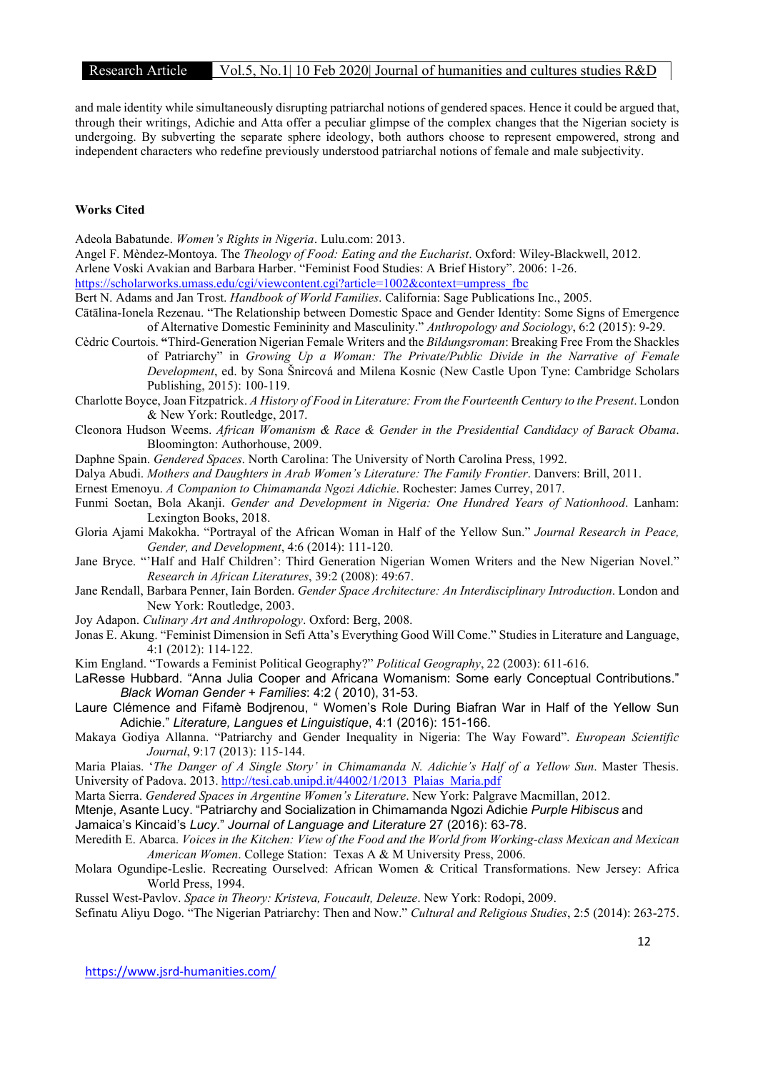and male identity while simultaneously disrupting patriarchal notions of gendered spaces. Hence it could be argued that, through their writings, Adichie and Atta offer a peculiar glimpse of the complex changes that the Nigerian society is undergoing. By subverting the separate sphere ideology, both authors choose to represent empowered, strong and independent characters who redefine previously understood patriarchal notions of female and male subjectivity.

## Works Cited

Adeola Babatunde. *Women's Rights in Nigeria*. Lulu.com: 2013.

Angel F. Mèndez-Montoya. The *Theology of Food: Eating and the Eucharist*. Oxford: Wiley-Blackwell, 2012.

Arlene Voski Avakian and Barbara Harber. "Feminist Food Studies: A Brief History". 2006: 1-26. https://scholarworks.umass.edu/cgi/viewcontent.cgi?article=1002&context=umpress_fbc

Bert N. Adams and Jan Trost. *Handbook of World Families*. California: Sage Publications Inc., 2005.

Cătălina-Ionela Rezenau. "The Relationship between Domestic Space and Gender Identity: Some Signs of Emergence of Alternative Domestic Femininity and Masculinity." *Anthropology and Sociology*, 6:2 (2015): 9-29.

Cèdric Courtois. **"**Third-Generation Nigerian Female Writers and the *Bildungsroman*: Breaking Free From the Shackles of Patriarchy" in *Growing Up a Woman: The Private/Public Divide in the Narrative of Female Development*, ed. by Sona Šnircová and Milena Kosnic (New Castle Upon Tyne: Cambridge Scholars Publishing, 2015): 100-119.

Charlotte Boyce, Joan Fitzpatrick. *A History of Food in Literature: From the Fourteenth Century to the Present*. London & New York: Routledge, 2017.

Cleonora Hudson Weems. *African Womanism & Race & Gender in the Presidential Candidacy of Barack Obama*. Bloomington: Authorhouse, 2009.

Daphne Spain. *Gendered Spaces*. North Carolina: The University of North Carolina Press, 1992.

Dalya Abudi. *Mothers and Daughters in Arab Women's Literature: The Family Frontier*. Danvers: Brill, 2011.

Ernest Emenoyu. *A Companion to Chimamanda Ngozi Adichie*. Rochester: James Currey, 2017.

Funmi Soetan, Bola Akanji. *Gender and Development in Nigeria: One Hundred Years of Nationhood*. Lanham: Lexington Books, 2018.

Gloria Ajami Makokha. "Portrayal of the African Woman in Half of the Yellow Sun." *Journal Research in Peace, Gender, and Development*, 4:6 (2014): 111-120.

Jane Bryce. "'Half and Half Children': Third Generation Nigerian Women Writers and the New Nigerian Novel." *Research in African Literatures*, 39:2 (2008): 49:67.

Jane Rendall, Barbara Penner, Iain Borden. *Gender Space Architecture: An Interdisciplinary Introduction*. London and New York: Routledge, 2003.

Joy Adapon. *Culinary Art and Anthropology*. Oxford: Berg, 2008.

Jonas E. Akung. "Feminist Dimension in Sefi Atta's Everything Good Will Come." Studies in Literature and Language, 4:1 (2012): 114-122.

Kim England. "Towards a Feminist Political Geography?" *Political Geography*, 22 (2003): 611-616.

LaResse Hubbard. "Anna Julia Cooper and Africana Womanism: Some early Conceptual Contributions." *Black Woman Gender + Families*: 4:2 ( 2010), 31-53.

Laure Clémence and Fifamè Bodjrenou, " Women's Role During Biafran War in Half of the Yellow Sun Adichie." *Literature, Langues et Linguistique*, 4:1 (2016): 151-166.

Makaya Godiya Allanna. "Patriarchy and Gender Inequality in Nigeria: The Way Foward". *European Scientific Journal*, 9:17 (2013): 115-144.

Maria Plaias. '*The Danger of A Single Story' in Chimamanda N. Adichie's Half of a Yellow Sun*. Master Thesis. University of Padova. 2013. http://tesi.cab.unipd.it/44002/1/2013_Plaias_Maria.pdf

Marta Sierra. *Gendered Spaces in Argentine Women's Literature*. New York: Palgrave Macmillan, 2012.

Mtenje, Asante Lucy. "Patriarchy and Socialization in Chimamanda Ngozi Adichie *Purple Hibiscus* and Jamaica's Kincaid's *Lucy*." *Journal of Language and Literature* 27 (2016): 63-78.

Meredith E. Abarca. *Voices in the Kitchen: View of the Food and the World from Working-class Mexican and Mexican American Women*. College Station: Texas A & M University Press, 2006.

Molara Ogundipe-Leslie. Recreating Ourselved: African Women & Critical Transformations. New Jersey: Africa World Press, 1994.

Russel West-Pavlov. *Space in Theory: Kristeva, Foucault, Deleuze*. New York: Rodopi, 2009.

Sefinatu Aliyu Dogo. "The Nigerian Patriarchy: Then and Now." *Cultural and Religious Studies*, 2:5 (2014): 263-275.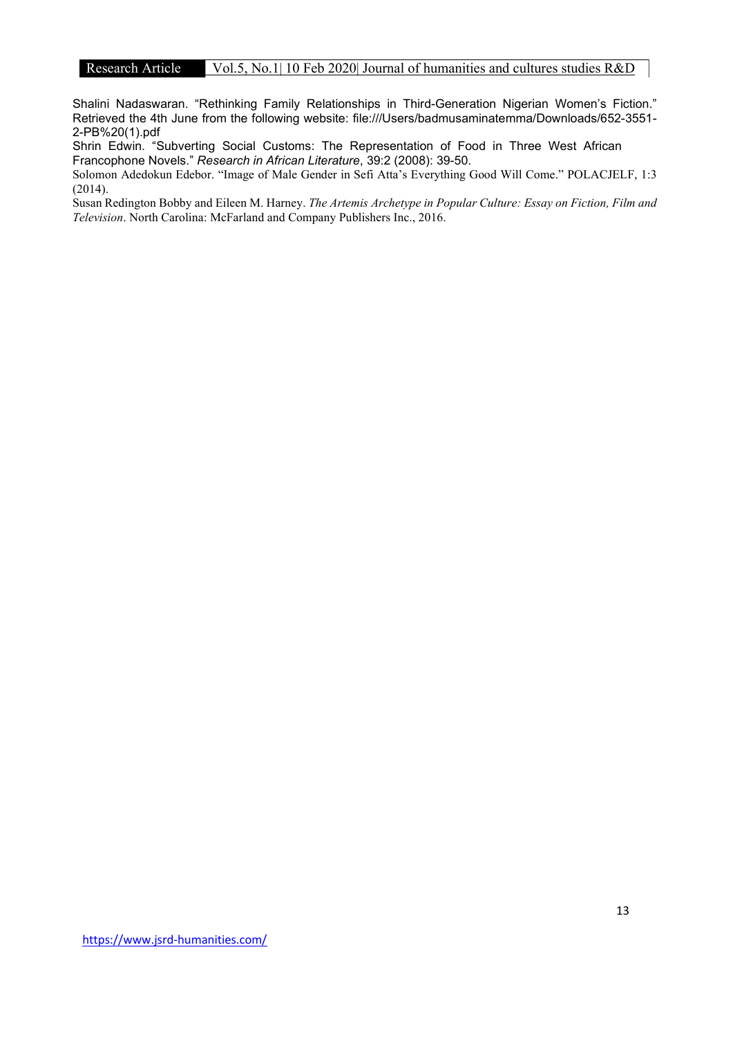Shalini Nadaswaran. "Rethinking Family Relationships in Third-Generation Nigerian Women's Fiction." Retrieved the 4th June from the following website: file:///Users/badmusaminatemma/Downloads/652-3551-2-PB%20(1).pdf

Shrin Edwin. "Subverting Social Customs: The Representation of Food in Three West African Francophone Novels." *Research in African Literature*, 39:2 (2008): 39-50.

Solomon Adedokun Edebor. "Image of Male Gender in Sefi Atta's Everything Good Will Come." POLACJELF, 1:3 (2014).

Susan Redington Bobby and Eileen M. Harney. *The Artemis Archetype in Popular Culture: Essay on Fiction, Film and Television*. North Carolina: McFarland and Company Publishers Inc., 2016.